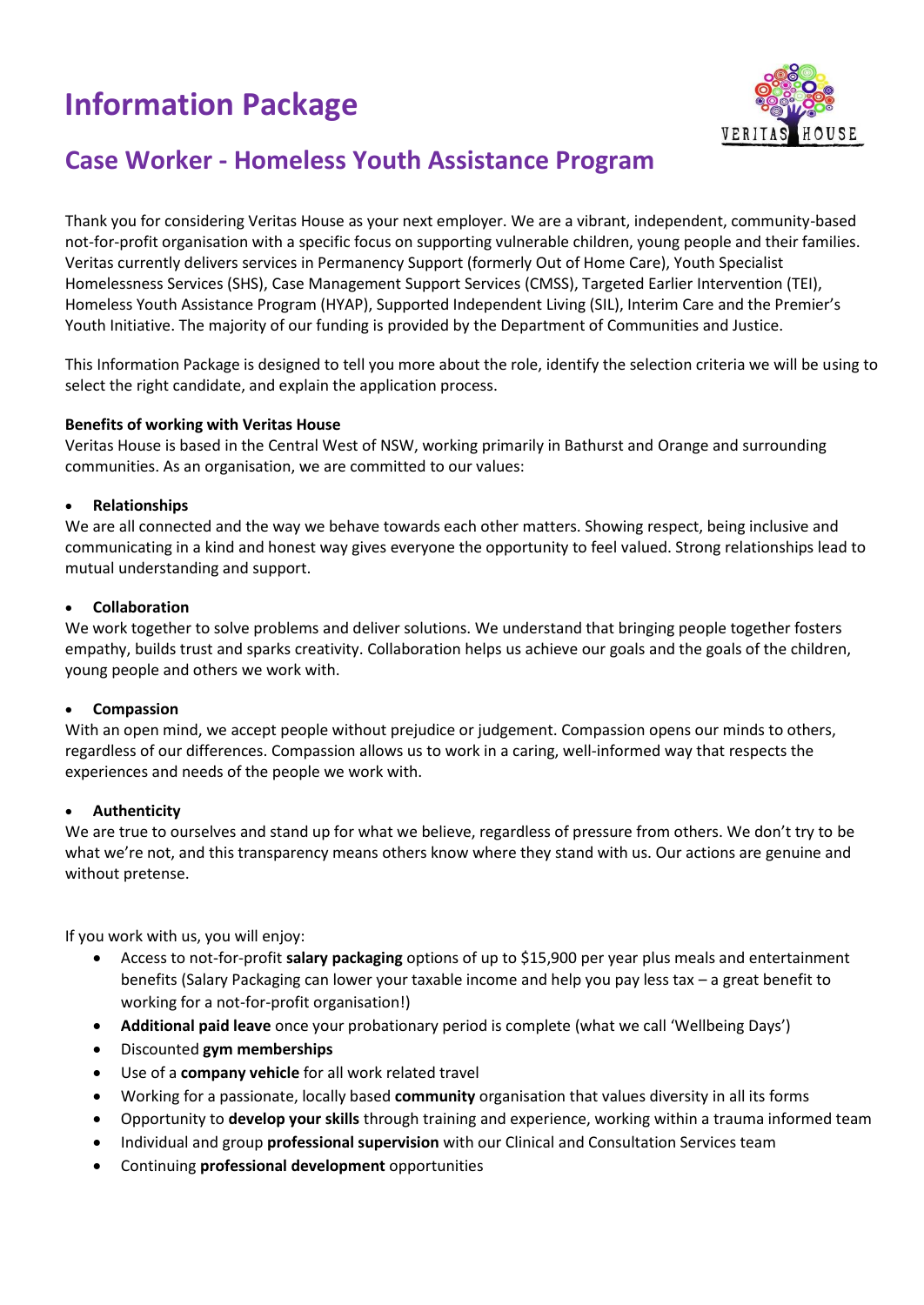# Information Package

## Case Worker - Homeless Youth Assistance Program

Thank you for considering Veritas House as your next employer. We are a vibrant, independent, community-based not-for-profit organisation with a specific focus on supporting vulnerable children, young people and their families. Veritas currently delivers services in Permanency Support (formerly Out of Home Care), Youth Specialist Homelessness Services (SHS), Case Management Support Services (CMSS), Targeted Earlier Intervention (TEI), Homeless Youth Assistance Program (HYAP), Supported Independent Living (SIL), Interim Care and the Premier's Youth Initiative. The majority of our funding is provided by the Department of Communities and Justice.

This Information Package is designed to tell you more about the role, identify the selection criteria we will be using to select the right candidate, and explain the application process.

**Benefits of working with Veritas House**

Veritas House is based in the Central West of NSW, working primarily in Bathurst and Orange and surrounding communities. As an organisation, we are committed to our values:

- **Relationships**

We are all connected and the way we behave towards each other matters. Showing respect, being inclusive and communicating in a kind and honest way gives everyone the opportunity to feel valued. Strong relationships lead to mutual understanding and support.

- **Collaboration**

We work together to solve problems and deliver solutions. We understand that bringing people together fosters empathy, builds trust and sparks creativity. Collaboration helps us achieve our goals and the goals of the children, young people and others we work with.

- **Compassion**

With an open mind, we accept people without prejudice or judgement. Compassion opens our minds to others, regardless of our differences. Compassion allows us to work in a caring, well-informed way that respects the experiences and needs of the people we work with.

- **Authenticity**

We are true to ourselves and stand up for what we believe, regardless of pressure from others. We don't try to be what we're not, and this transparency means others know where they stand with us. Our actions are genuine and without pretense.

If you work with us, you will enjoy:

- Access to not-for-profit **salary packaging** options of up to $15,900 per year plus meals and entertainment benefits (Salary Packaging can lower your taxable income and help you pay less tax – a great benefit to working for a not-for-profit organisation!)
- **Additional paid leave** once your probationary period is complete (what we call 'Wellbeing Days')
- Discounted **gym memberships**
- Use of a **company vehicle** for all work related travel
- Working for a passionate, locally based **community** organisation that values diversity in all its forms
- Opportunity to **develop your skills** through training and experience, working within a trauma informed team
- Individual and group **professional supervision** with our Clinical and Consultation Services team
- Continuing **professional development** opportunities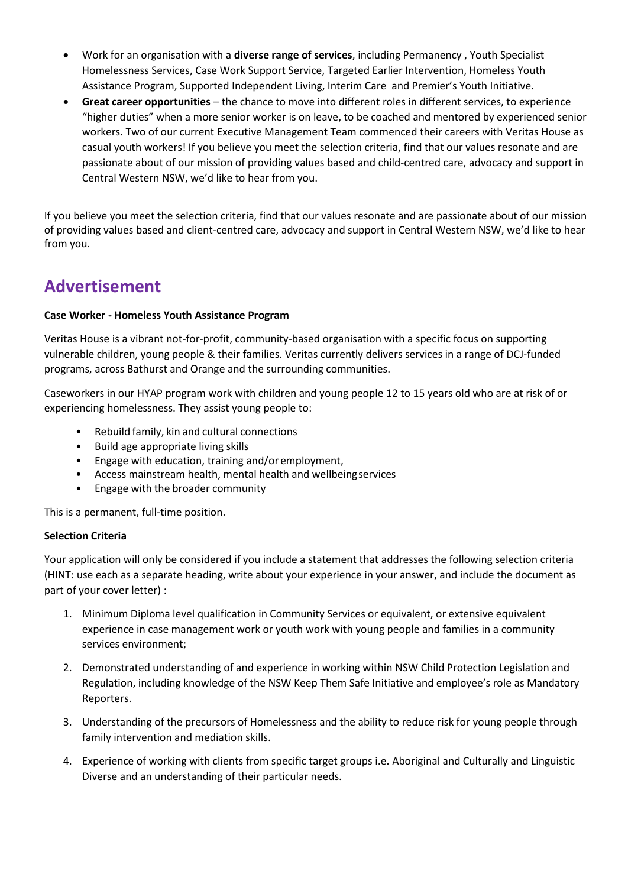- Work for an organisation with a **diverse range of services**, including Permanency , Youth Specialist Homelessness Services, Case Work Support Service, Targeted Earlier Intervention, Homeless Youth Assistance Program, Supported Independent Living, Interim Care and Premier's Youth Initiative.
- **Great career opportunities** – the chance to move into different roles in different services, to experience "higher duties" when a more senior worker is on leave, to be coached and mentored by experienced senior workers. Two of our current Executive Management Team commenced their careers with Veritas House as casual youth workers! If you believe you meet the selection criteria, find that our values resonate and are passionate about of our mission of providing values based and child-centred care, advocacy and support in Central Western NSW, we'd like to hear from you.

If you believe you meet the selection criteria, find that our values resonate and are passionate about of our mission of providing values based and client-centred care, advocacy and support in Central Western NSW, we'd like to hear from you.

## Advertisement

**Case Worker - Homeless Youth Assistance Program**

Veritas House is a vibrant not-for-profit, community-based organisation with a specific focus on supporting vulnerable children, young people & their families. Veritas currently delivers services in a range of DCJ-funded programs, across Bathurst and Orange and the surrounding communities.

Caseworkers in our HYAP program work with children and young people 12 to 15 years old who are at risk of or experiencing homelessness. They assist young people to:

- Rebuild family, kin and cultural connections
- Build age appropriate living skills
- Engage with education, training and/or employment,
- Access mainstream health, mental health and wellbeing services
- Engage with the broader community

This is a permanent, full-time position.

**Selection Criteria**

Your application will only be considered if you include a statement that addresses the following selection criteria (HINT: use each as a separate heading, write about your experience in your answer, and include the document as part of your cover letter) :

1. Minimum Diploma level qualification in Community Services or equivalent, or extensive equivalent experience in case management work or youth work with young people and families in a community services environment;

2. Demonstrated understanding of and experience in working within NSW Child Protection Legislation and Regulation, including knowledge of the NSW Keep Them Safe Initiative and employee's role as Mandatory Reporters.

3. Understanding of the precursors of Homelessness and the ability to reduce risk for young people through family intervention and mediation skills.

4. Experience of working with clients from specific target groups i.e. Aboriginal and Culturally and Linguistic Diverse and an understanding of their particular needs.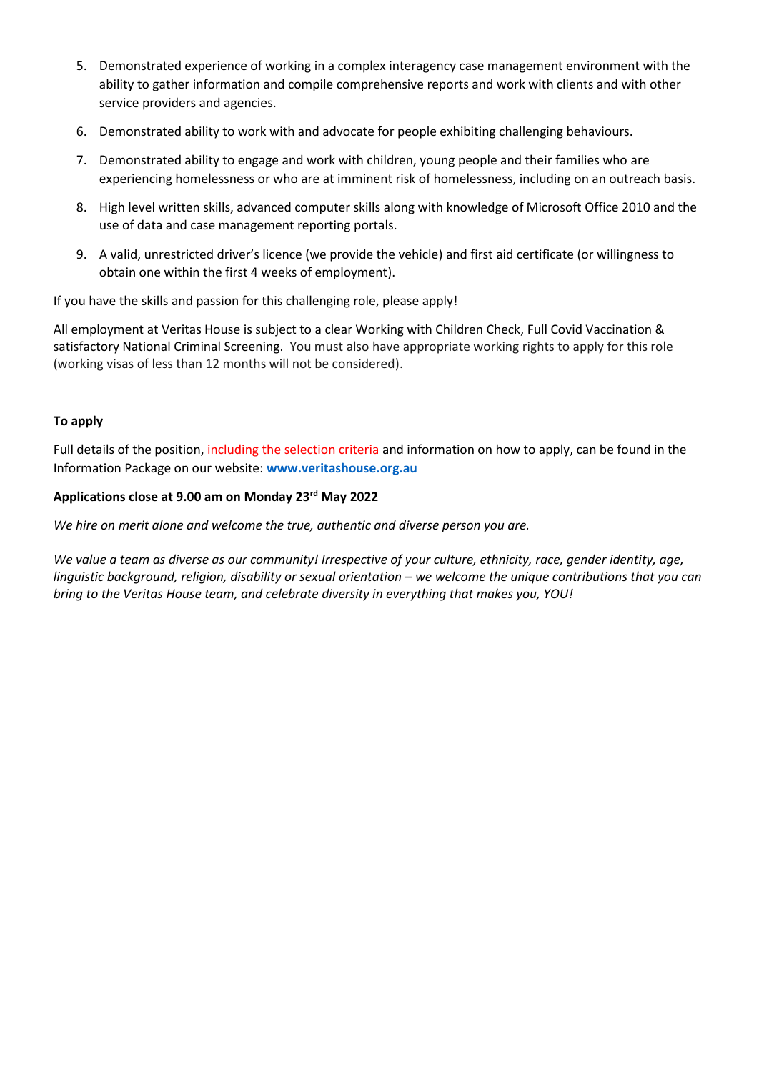5. Demonstrated experience of working in a complex interagency case management environment with the ability to gather information and compile comprehensive reports and work with clients and with other service providers and agencies.
6. Demonstrated ability to work with and advocate for people exhibiting challenging behaviours.
7. Demonstrated ability to engage and work with children, young people and their families who are experiencing homelessness or who are at imminent risk of homelessness, including on an outreach basis.
8. High level written skills, advanced computer skills along with knowledge of Microsoft Office 2010 and the use of data and case management reporting portals.
9. A valid, unrestricted driver's licence (we provide the vehicle) and first aid certificate (or willingness to obtain one within the first 4 weeks of employment).

If you have the skills and passion for this challenging role, please apply!

All employment at Veritas House is subject to a clear Working with Children Check, Full Covid Vaccination & satisfactory National Criminal Screening. You must also have appropriate working rights to apply for this role (working visas of less than 12 months will not be considered).

**To apply**

Full details of the position, including the selection criteria and information on how to apply, can be found in the Information Package on our website: **[www.veritashouse.org.au](http://www.veritashouse.org.au)**

**Applications close at 9.00 am on Monday 23rd May 2022**

*We hire on merit alone and welcome the true, authentic and diverse person you are.*

*We value a team as diverse as our community! Irrespective of your culture, ethnicity, race, gender identity, age, linguistic background, religion, disability or sexual orientation – we welcome the unique contributions that you can bring to the Veritas House team, and celebrate diversity in everything that makes you, YOU!*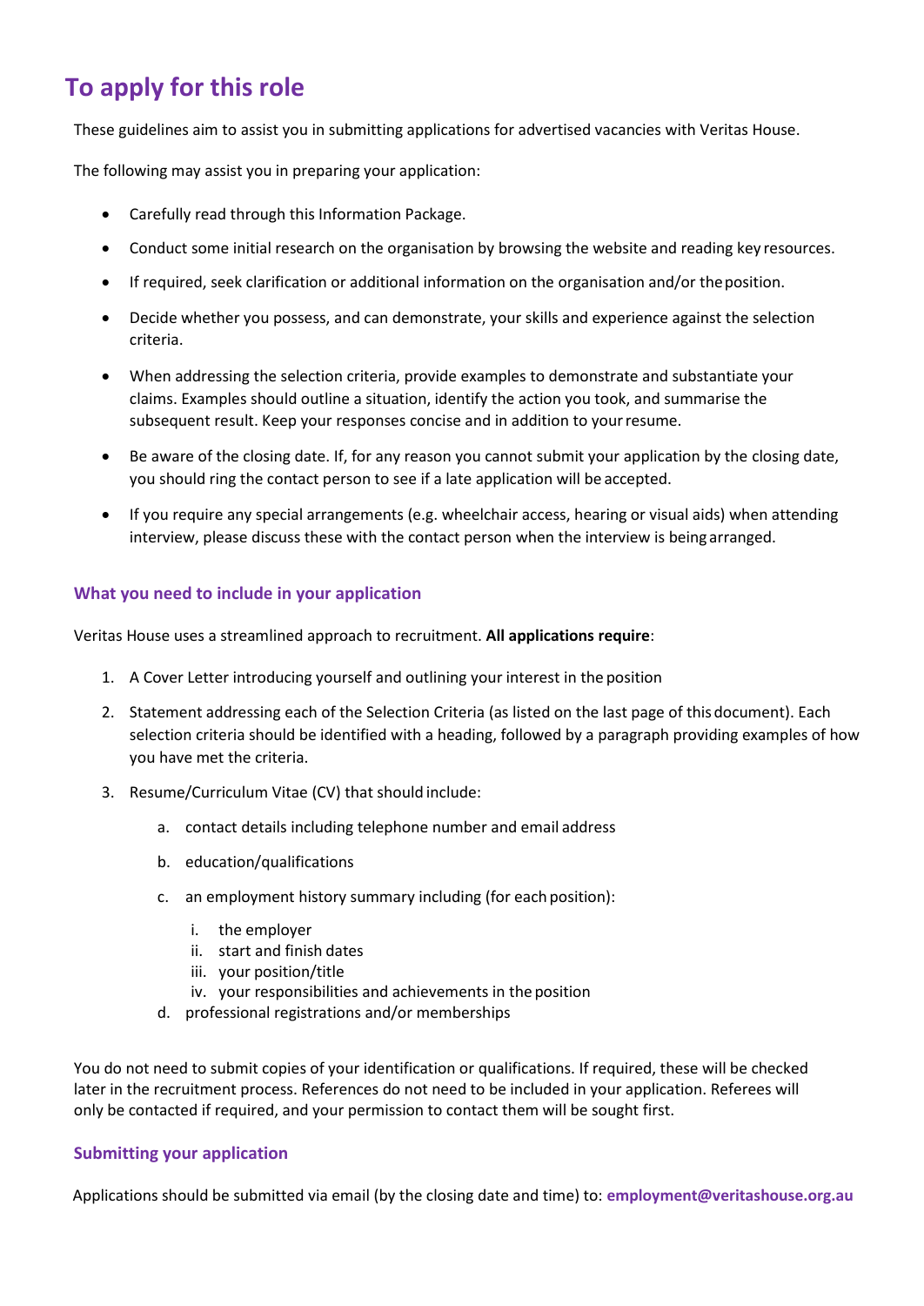# To apply for this role

These guidelines aim to assist you in submitting applications for advertised vacancies with Veritas House.

The following may assist you in preparing your application:

- Carefully read through this Information Package.
- Conduct some initial research on the organisation by browsing the website and reading key resources.
- If required, seek clarification or additional information on the organisation and/or the position.
- Decide whether you possess, and can demonstrate, your skills and experience against the selection criteria.
- When addressing the selection criteria, provide examples to demonstrate and substantiate your claims. Examples should outline a situation, identify the action you took, and summarise the subsequent result. Keep your responses concise and in addition to your resume.
- Be aware of the closing date. If, for any reason you cannot submit your application by the closing date, you should ring the contact person to see if a late application will be accepted.
- If you require any special arrangements (e.g. wheelchair access, hearing or visual aids) when attending interview, please discuss these with the contact person when the interview is being arranged.

## What you need to include in your application

Veritas House uses a streamlined approach to recruitment. **All applications require**:

1. A Cover Letter introducing yourself and outlining your interest in the position
2. Statement addressing each of the Selection Criteria (as listed on the last page of this document). Each selection criteria should be identified with a heading, followed by a paragraph providing examples of how you have met the criteria.
3. Resume/Curriculum Vitae (CV) that should include:
   a. contact details including telephone number and email address
   b. education/qualifications
   c. an employment history summary including (for each position):
      i. the employer
      ii. start and finish dates
      iii. your position/title
      iv. your responsibilities and achievements in the position
   d. professional registrations and/or memberships

You do not need to submit copies of your identification or qualifications. If required, these will be checked later in the recruitment process. References do not need to be included in your application. Referees will only be contacted if required, and your permission to contact them will be sought first.

## Submitting your application

Applications should be submitted via email (by the closing date and time) to: **employment@veritashouse.org.au**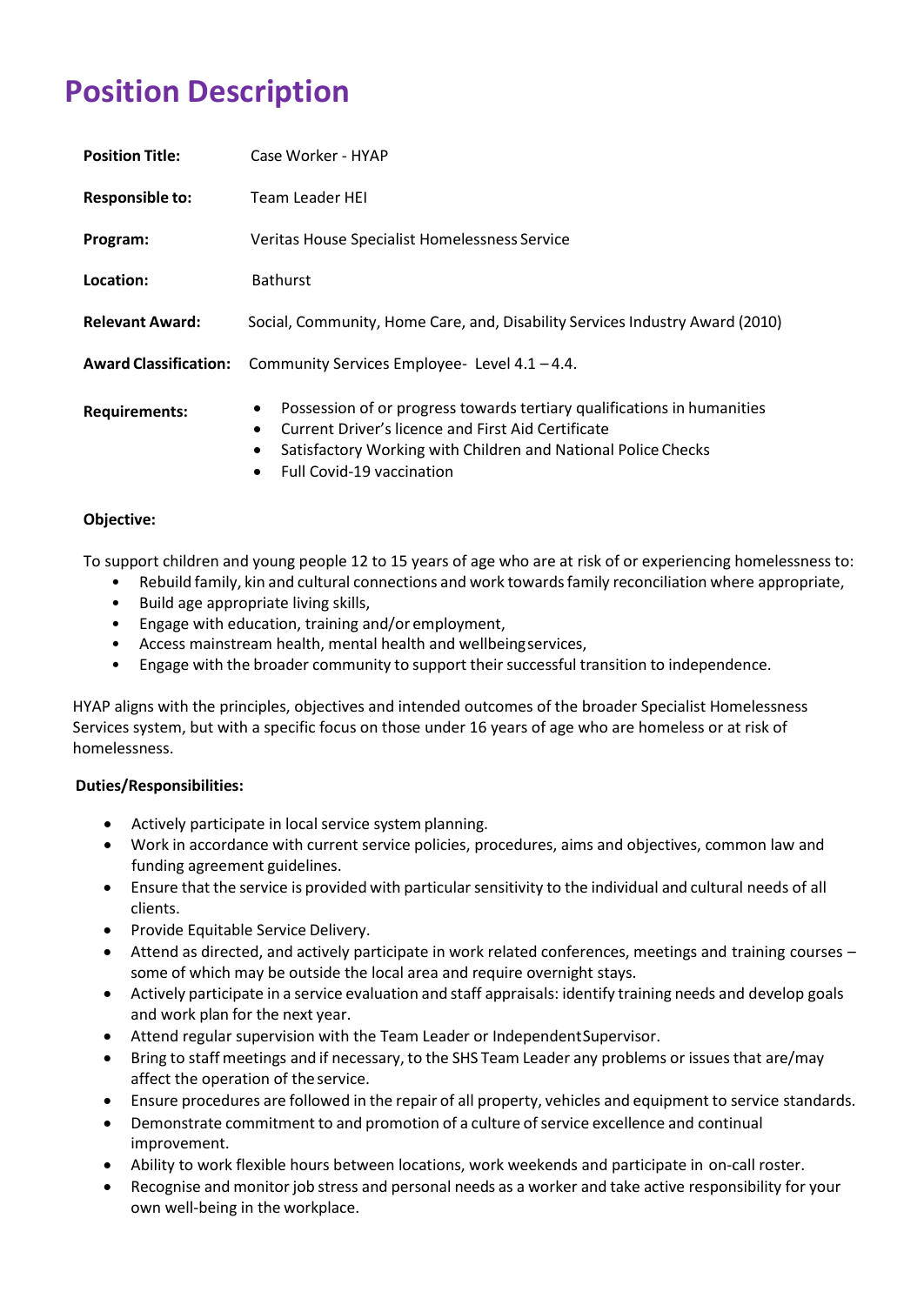# Position Description

| | |
|---|---|
| **Position Title:** | Case Worker - HYAP |
| **Responsible to:** | Team Leader HEI |
| **Program:** | Veritas House Specialist Homelessness Service |
| **Location:** | Bathurst |
| **Relevant Award:** | Social, Community, Home Care, and, Disability Services Industry Award (2010) |
| **Award Classification:** | Community Services Employee- Level 4.1 – 4.4. |
| **Requirements:** | • Possession of or progress towards tertiary qualifications in humanities<br>• Current Driver's licence and First Aid Certificate<br>• Satisfactory Working with Children and National Police Checks<br>• Full Covid-19 vaccination |

**Objective:**

To support children and young people 12 to 15 years of age who are at risk of or experiencing homelessness to:

- Rebuild family, kin and cultural connections and work towards family reconciliation where appropriate,
- Build age appropriate living skills,
- Engage with education, training and/or employment,
- Access mainstream health, mental health and wellbeing services,
- Engage with the broader community to support their successful transition to independence.

HYAP aligns with the principles, objectives and intended outcomes of the broader Specialist Homelessness Services system, but with a specific focus on those under 16 years of age who are homeless or at risk of homelessness.

**Duties/Responsibilities:**

- Actively participate in local service system planning.
- Work in accordance with current service policies, procedures, aims and objectives, common law and funding agreement guidelines.
- Ensure that the service is provided with particular sensitivity to the individual and cultural needs of all clients.
- Provide Equitable Service Delivery.
- Attend as directed, and actively participate in work related conferences, meetings and training courses – some of which may be outside the local area and require overnight stays.
- Actively participate in a service evaluation and staff appraisals: identify training needs and develop goals and work plan for the next year.
- Attend regular supervision with the Team Leader or Independent Supervisor.
- Bring to staff meetings and if necessary, to the SHS Team Leader any problems or issues that are/may affect the operation of the service.
- Ensure procedures are followed in the repair of all property, vehicles and equipment to service standards.
- Demonstrate commitment to and promotion of a culture of service excellence and continual improvement.
- Ability to work flexible hours between locations, work weekends and participate in on-call roster.
- Recognise and monitor job stress and personal needs as a worker and take active responsibility for your own well-being in the workplace.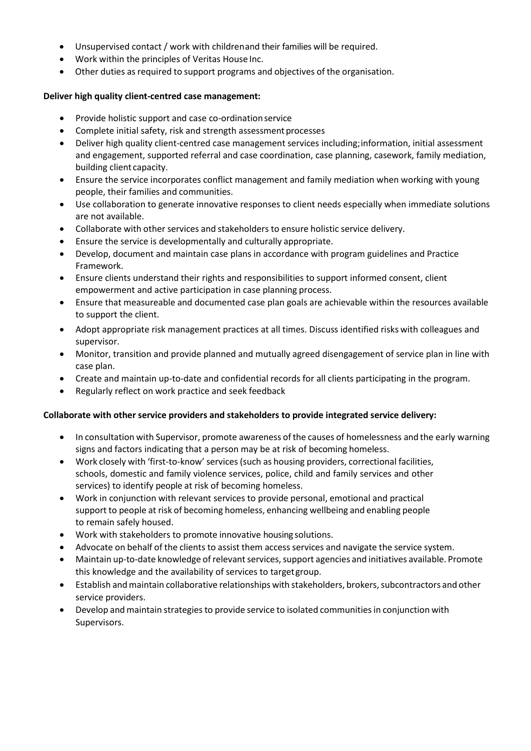- Unsupervised contact / work with children and their families will be required.
- Work within the principles of Veritas House Inc.
- Other duties as required to support programs and objectives of the organisation.

**Deliver high quality client-centred case management:**

- Provide holistic support and case co-ordination service
- Complete initial safety, risk and strength assessment processes
- Deliver high quality client-centred case management services including; information, initial assessment and engagement, supported referral and case coordination, case planning, casework, family mediation, building client capacity.
- Ensure the service incorporates conflict management and family mediation when working with young people, their families and communities.
- Use collaboration to generate innovative responses to client needs especially when immediate solutions are not available.
- Collaborate with other services and stakeholders to ensure holistic service delivery.
- Ensure the service is developmentally and culturally appropriate.
- Develop, document and maintain case plans in accordance with program guidelines and Practice Framework.
- Ensure clients understand their rights and responsibilities to support informed consent, client empowerment and active participation in case planning process.
- Ensure that measureable and documented case plan goals are achievable within the resources available to support the client.
- Adopt appropriate risk management practices at all times. Discuss identified risks with colleagues and supervisor.
- Monitor, transition and provide planned and mutually agreed disengagement of service plan in line with case plan.
- Create and maintain up-to-date and confidential records for all clients participating in the program.
- Regularly reflect on work practice and seek feedback

**Collaborate with other service providers and stakeholders to provide integrated service delivery:**

- In consultation with Supervisor, promote awareness of the causes of homelessness and the early warning signs and factors indicating that a person may be at risk of becoming homeless.
- Work closely with 'first-to-know' services (such as housing providers, correctional facilities, schools, domestic and family violence services, police, child and family services and other services) to identify people at risk of becoming homeless.
- Work in conjunction with relevant services to provide personal, emotional and practical support to people at risk of becoming homeless, enhancing wellbeing and enabling people to remain safely housed.
- Work with stakeholders to promote innovative housing solutions.
- Advocate on behalf of the clients to assist them access services and navigate the service system.
- Maintain up-to-date knowledge of relevant services, support agencies and initiatives available. Promote this knowledge and the availability of services to target group.
- Establish and maintain collaborative relationships with stakeholders, brokers, subcontractors and other service providers.
- Develop and maintain strategies to provide service to isolated communities in conjunction with Supervisors.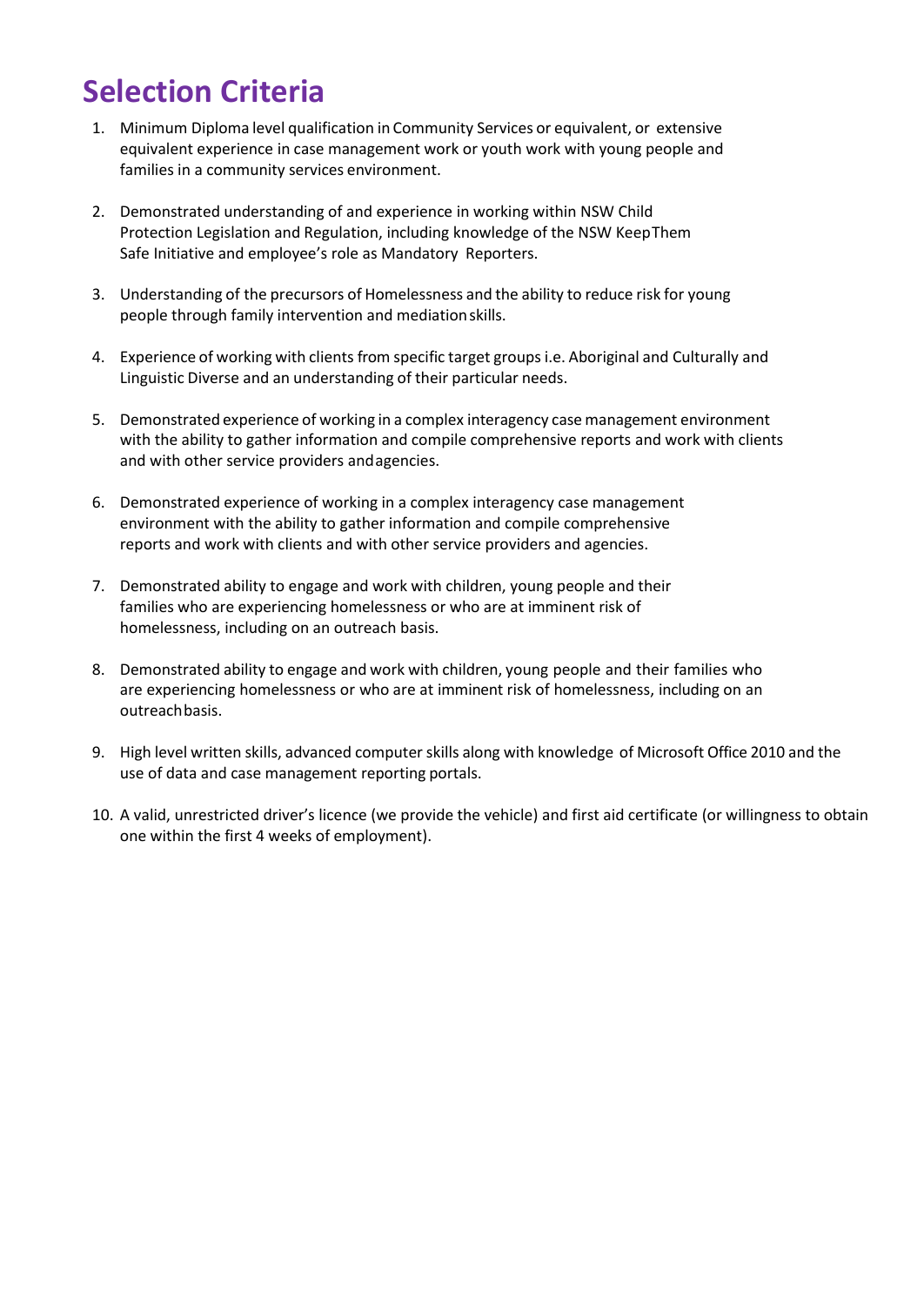# Selection Criteria

1. Minimum Diploma level qualification in Community Services or equivalent, or extensive equivalent experience in case management work or youth work with young people and families in a community services environment.

2. Demonstrated understanding of and experience in working within NSW Child Protection Legislation and Regulation, including knowledge of the NSW KeepThem Safe Initiative and employee's role as Mandatory Reporters.

3. Understanding of the precursors of Homelessness and the ability to reduce risk for young people through family intervention and mediation skills.

4. Experience of working with clients from specific target groups i.e. Aboriginal and Culturally and Linguistic Diverse and an understanding of their particular needs.

5. Demonstrated experience of working in a complex interagency case management environment with the ability to gather information and compile comprehensive reports and work with clients and with other service providers and agencies.

6. Demonstrated experience of working in a complex interagency case management environment with the ability to gather information and compile comprehensive reports and work with clients and with other service providers and agencies.

7. Demonstrated ability to engage and work with children, young people and their families who are experiencing homelessness or who are at imminent risk of homelessness, including on an outreach basis.

8. Demonstrated ability to engage and work with children, young people and their families who are experiencing homelessness or who are at imminent risk of homelessness, including on an outreach basis.

9. High level written skills, advanced computer skills along with knowledge of Microsoft Office 2010 and the use of data and case management reporting portals.

10. A valid, unrestricted driver's licence (we provide the vehicle) and first aid certificate (or willingness to obtain one within the first 4 weeks of employment).